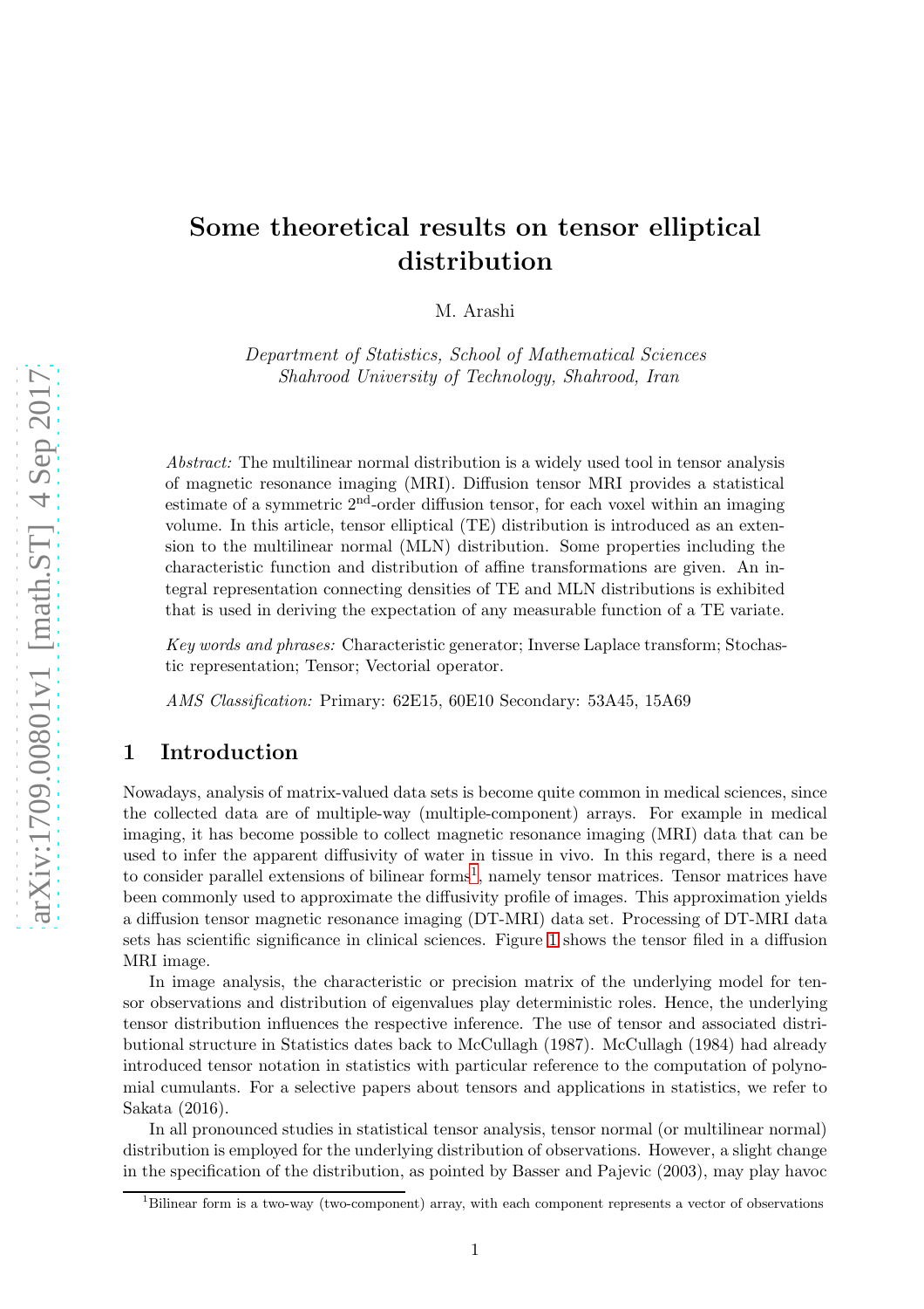# Some theoretical results on tensor elliptical distribution

M. Arashi

*Department of Statistics, School of Mathematical Sciences*
*Shahrood University of Technology, Shahrood, Iran*

*Abstract:* The multilinear normal distribution is a widely used tool in tensor analysis of magnetic resonance imaging (MRI). Diffusion tensor MRI provides a statistical estimate of a symmetric $2^{\text{nd}}$-order diffusion tensor, for each voxel within an imaging volume. In this article, tensor elliptical (TE) distribution is introduced as an extension to the multilinear normal (MLN) distribution. Some properties including the characteristic function and distribution of affine transformations are given. An integral representation connecting densities of TE and MLN distributions is exhibited that is used in deriving the expectation of any measurable function of a TE variate.

*Key words and phrases:* Characteristic generator; Inverse Laplace transform; Stochastic representation; Tensor; Vectorial operator.

*AMS Classification:* Primary: 62E15, 60E10 Secondary: 53A45, 15A69

## 1 Introduction

Nowadays, analysis of matrix-valued data sets is become quite common in medical sciences, since the collected data are of multiple-way (multiple-component) arrays. For example in medical imaging, it has become possible to collect magnetic resonance imaging (MRI) data that can be used to infer the apparent diffusivity of water in tissue in vivo. In this regard, there is a need to consider parallel extensions of bilinear forms[1], namely tensor matrices. Tensor matrices have been commonly used to approximate the diffusivity profile of images. This approximation yields a diffusion tensor magnetic resonance imaging (DT-MRI) data set. Processing of DT-MRI data sets has scientific significance in clinical sciences. Figure 1 shows the tensor filed in a diffusion MRI image.

In image analysis, the characteristic or precision matrix of the underlying model for tensor observations and distribution of eigenvalues play deterministic roles. Hence, the underlying tensor distribution influences the respective inference. The use of tensor and associated distributional structure in Statistics dates back to McCullagh (1987). McCullagh (1984) had already introduced tensor notation in statistics with particular reference to the computation of polynomial cumulants. For a selective papers about tensors and applications in statistics, we refer to Sakata (2016).

In all pronounced studies in statistical tensor analysis, tensor normal (or multilinear normal) distribution is employed for the underlying distribution of observations. However, a slight change in the specification of the distribution, as pointed by Basser and Pajevic (2003), may play havoc

[1]Bilinear form is a two-way (two-component) array, with each component represents a vector of observations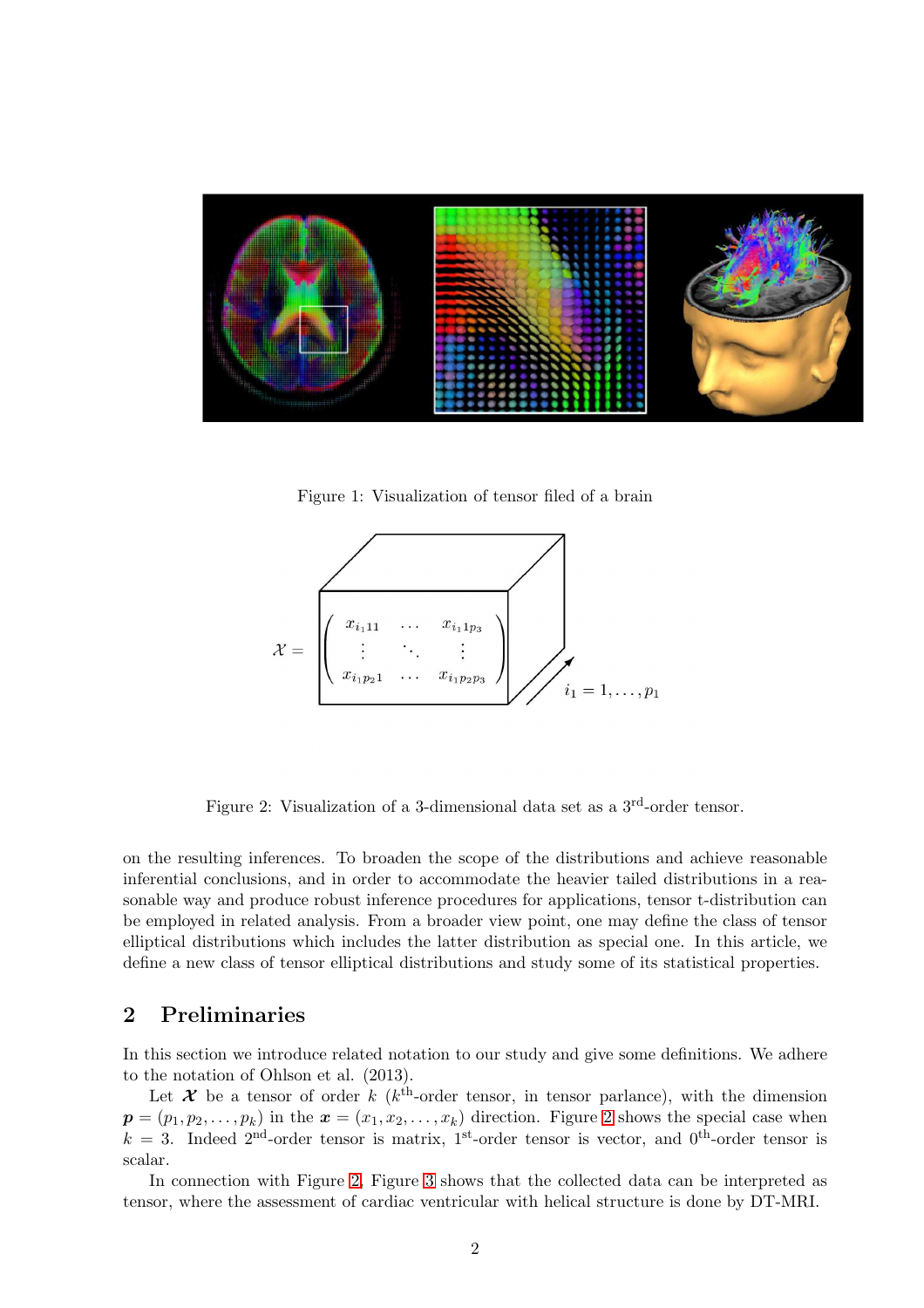Figure 1: Visualization of tensor filed of a brain

Figure 2: Visualization of a 3-dimensional data set as a 3rd-order tensor.

on the resulting inferences. To broaden the scope of the distributions and achieve reasonable inferential conclusions, and in order to accommodate the heavier tailed distributions in a reasonable way and produce robust inference procedures for applications, tensor t-distribution can be employed in related analysis. From a broader view point, one may define the class of tensor elliptical distributions which includes the latter distribution as special one. In this article, we define a new class of tensor elliptical distributions and study some of its statistical properties.

## 2 Preliminaries

In this section we introduce related notation to our study and give some definitions. We adhere to the notation of Ohlson et al. (2013).

Let $\boldsymbol{\mathcal{X}}$ be a tensor of order $k$ ($k^{\text{th}}$-order tensor, in tensor parlance), with the dimension $\boldsymbol{p} = (p_1, p_2, \ldots, p_k)$ in the $\boldsymbol{x} = (x_1, x_2, \ldots, x_k)$ direction. Figure 2 shows the special case when $k = 3$. Indeed $2^{\text{nd}}$-order tensor is matrix, $1^{\text{st}}$-order tensor is vector, and $0^{\text{th}}$-order tensor is scalar.

In connection with Figure 2, Figure 3 shows that the collected data can be interpreted as tensor, where the assessment of cardiac ventricular with helical structure is done by DT-MRI.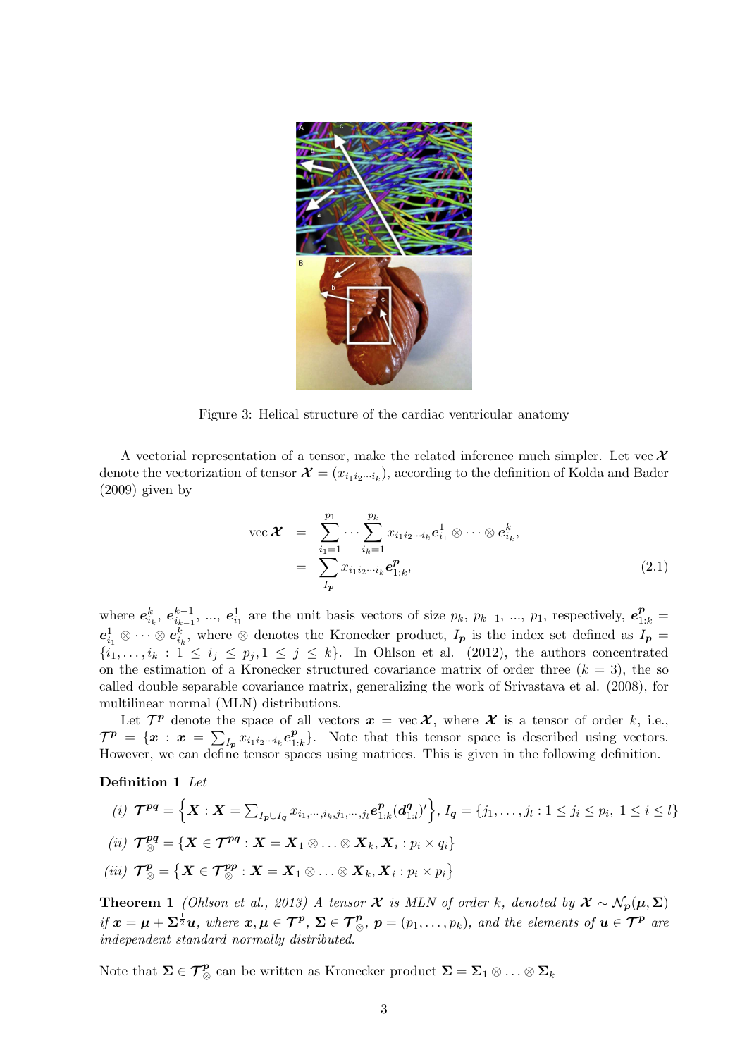Figure 3: Helical structure of the cardiac ventricular anatomy

A vectorial representation of a tensor, make the related inference much simpler. Let $\operatorname{vec}\boldsymbol{\mathcal{X}}$ denote the vectorization of tensor $\boldsymbol{\mathcal{X}} = (x_{i_1 i_2 \cdots i_k})$, according to the definition of Kolda and Bader (2009) given by

$$
\begin{aligned}
\operatorname{vec}\boldsymbol{\mathcal{X}} &= \sum_{i_1=1}^{p_1} \cdots \sum_{i_k=1}^{p_k} x_{i_1 i_2 \cdots i_k} \boldsymbol{e}_{i_1}^1 \otimes \cdots \otimes \boldsymbol{e}_{i_k}^k, \\
&= \sum_{I_{\boldsymbol{p}}} x_{i_1 i_2 \cdots i_k} \boldsymbol{e}_{1:k}^{\boldsymbol{p}},
\end{aligned} \tag{2.1}
$$

where $\boldsymbol{e}_{i_k}^k$, $\boldsymbol{e}_{i_{k-1}}^{k-1}$, ..., $\boldsymbol{e}_{i_1}^1$ are the unit basis vectors of size $p_k$, $p_{k-1}$, ..., $p_1$, respectively, $\boldsymbol{e}_{1:k}^{\boldsymbol{p}} = \boldsymbol{e}_{i_1}^1 \otimes \cdots \otimes \boldsymbol{e}_{i_k}^k$, where $\otimes$ denotes the Kronecker product, $I_{\boldsymbol{p}}$ is the index set defined as $I_{\boldsymbol{p}} = \{i_1, \ldots, i_k : 1 \leq i_j \leq p_j, 1 \leq j \leq k\}$. In Ohlson et al. (2012), the authors concentrated on the estimation of a Kronecker structured covariance matrix of order three ($k = 3$), the so called double separable covariance matrix, generalizing the work of Srivastava et al. (2008), for multilinear normal (MLN) distributions.

Let $\mathcal{T}^{\boldsymbol{p}}$ denote the space of all vectors $\boldsymbol{x} = \operatorname{vec}\boldsymbol{\mathcal{X}}$, where $\boldsymbol{\mathcal{X}}$ is a tensor of order $k$, i.e., $\mathcal{T}^{\boldsymbol{p}} = \{\boldsymbol{x} : \boldsymbol{x} = \sum_{I_{\boldsymbol{p}}} x_{i_1 i_2 \cdots i_k} \boldsymbol{e}_{1:k}^{\boldsymbol{p}}\}$. Note that this tensor space is described using vectors. However, we can define tensor spaces using matrices. This is given in the following definition.

**Definition 1** *Let*

*(i)* $\boldsymbol{\mathcal{T}}^{\boldsymbol{pq}} = \left\{ \boldsymbol{X} : \boldsymbol{X} = \sum_{I_{\boldsymbol{p}} \cup I_{\boldsymbol{q}}} x_{i_1, \cdots, i_k, j_1, \cdots, j_l} \boldsymbol{e}_{1:k}^{\boldsymbol{p}} (\boldsymbol{d}_{1:l}^{\boldsymbol{q}})' \right\}$, $I_{\boldsymbol{q}} = \{j_1, \ldots, j_l : 1 \leq j_i \leq p_i,\ 1 \leq i \leq l\}$

*(ii)* $\boldsymbol{\mathcal{T}}_{\otimes}^{\boldsymbol{pq}} = \{\boldsymbol{X} \in \boldsymbol{\mathcal{T}}^{\boldsymbol{pq}} : \boldsymbol{X} = \boldsymbol{X}_1 \otimes \ldots \otimes \boldsymbol{X}_k, \boldsymbol{X}_i : p_i \times q_i\}$

*(iii)* $\boldsymbol{\mathcal{T}}_{\otimes}^{\boldsymbol{p}} = \left\{ \boldsymbol{X} \in \boldsymbol{\mathcal{T}}_{\otimes}^{\boldsymbol{pp}} : \boldsymbol{X} = \boldsymbol{X}_1 \otimes \ldots \otimes \boldsymbol{X}_k, \boldsymbol{X}_i : p_i \times p_i \right\}$

**Theorem 1** *(Ohlson et al., 2013) A tensor $\boldsymbol{\mathcal{X}}$ is MLN of order $k$, denoted by $\boldsymbol{\mathcal{X}} \sim \mathcal{N}_{\boldsymbol{p}}(\boldsymbol{\mu}, \boldsymbol{\Sigma})$ if $\boldsymbol{x} = \boldsymbol{\mu} + \boldsymbol{\Sigma}^{\frac{1}{2}} \boldsymbol{u}$, where $\boldsymbol{x}, \boldsymbol{\mu} \in \boldsymbol{\mathcal{T}}^{\boldsymbol{p}}$, $\boldsymbol{\Sigma} \in \boldsymbol{\mathcal{T}}_{\otimes}^{\boldsymbol{p}}$, $\boldsymbol{p} = (p_1, \ldots, p_k)$, and the elements of $\boldsymbol{u} \in \boldsymbol{\mathcal{T}}^{\boldsymbol{p}}$ are independent standard normally distributed.*

Note that $\boldsymbol{\Sigma} \in \boldsymbol{\mathcal{T}}_{\otimes}^{\boldsymbol{p}}$ can be written as Kronecker product $\boldsymbol{\Sigma} = \boldsymbol{\Sigma}_1 \otimes \ldots \otimes \boldsymbol{\Sigma}_k$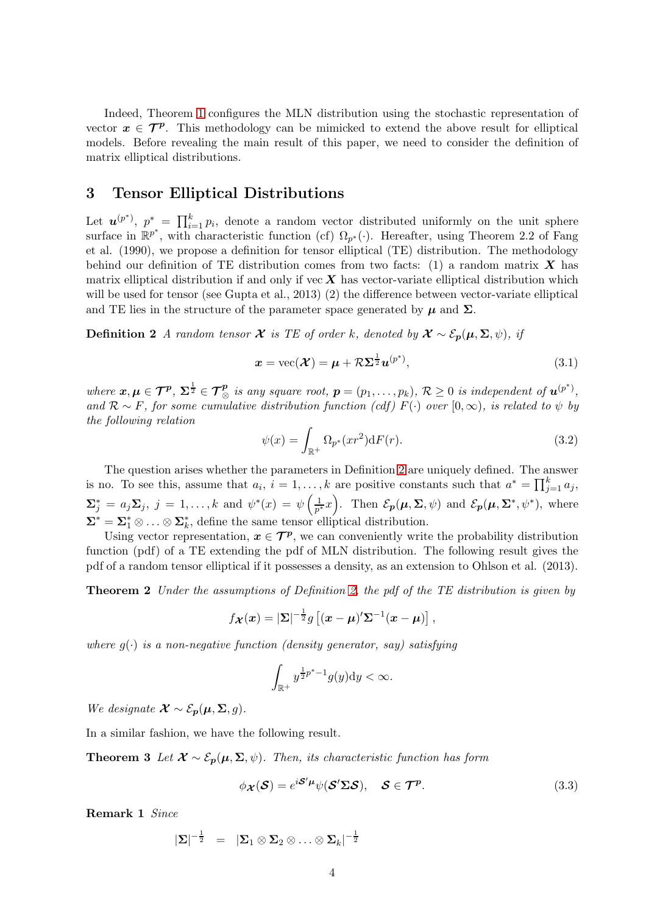Indeed, Theorem 1 configures the MLN distribution using the stochastic representation of vector $\boldsymbol{x} \in \boldsymbol{\mathcal{T}}^{\boldsymbol{p}}$. This methodology can be mimicked to extend the above result for elliptical models. Before revealing the main result of this paper, we need to consider the definition of matrix elliptical distributions.

## 3 Tensor Elliptical Distributions

Let $\boldsymbol{u}^{(p^*)}$, $p^* = \prod_{i=1}^{k} p_i$, denote a random vector distributed uniformly on the unit sphere surface in $\mathbb{R}^{p^*}$, with characteristic function (cf) $\Omega_{p^*}(\cdot)$. Hereafter, using Theorem 2.2 of Fang et al. (1990), we propose a definition for tensor elliptical (TE) distribution. The methodology behind our definition of TE distribution comes from two facts: (1) a random matrix $\boldsymbol{X}$ has matrix elliptical distribution if and only if vec $\boldsymbol{X}$ has vector-variate elliptical distribution which will be used for tensor (see Gupta et al., 2013) (2) the difference between vector-variate elliptical and TE lies in the structure of the parameter space generated by $\boldsymbol{\mu}$ and $\boldsymbol{\Sigma}$.

**Definition 2** *A random tensor $\boldsymbol{\mathcal{X}}$ is TE of order $k$, denoted by $\boldsymbol{\mathcal{X}} \sim \mathcal{E}_{\boldsymbol{p}}(\boldsymbol{\mu}, \boldsymbol{\Sigma}, \psi)$, if*

$$\boldsymbol{x} = \mathrm{vec}(\boldsymbol{\mathcal{X}}) = \boldsymbol{\mu} + \mathcal{R}\boldsymbol{\Sigma}^{\frac{1}{2}}\boldsymbol{u}^{(p^*)}, \tag{3.1}$$

*where $\boldsymbol{x}, \boldsymbol{\mu} \in \boldsymbol{\mathcal{T}}^{\boldsymbol{p}}$, $\boldsymbol{\Sigma}^{\frac{1}{2}} \in \boldsymbol{\mathcal{T}}^{\boldsymbol{p}}_{\otimes}$ is any square root, $\boldsymbol{p} = (p_1, \ldots, p_k)$, $\mathcal{R} \geq 0$ is independent of $\boldsymbol{u}^{(p^*)}$, and $\mathcal{R} \sim F$, for some cumulative distribution function (cdf) $F(\cdot)$ over $[0, \infty)$, is related to $\psi$ by the following relation*

$$\psi(x) = \int_{\mathbb{R}^+} \Omega_{p^*}(xr^2)\mathrm{d}F(r). \tag{3.2}$$

The question arises whether the parameters in Definition 2 are uniquely defined. The answer is no. To see this, assume that $a_i$, $i = 1, \ldots, k$ are positive constants such that $a^* = \prod_{j=1}^{k} a_j$, $\boldsymbol{\Sigma}^*_j = a_j\boldsymbol{\Sigma}_j$, $j = 1, \ldots, k$ and $\psi^*(x) = \psi\left(\frac{1}{p^*}x\right)$. Then $\mathcal{E}_{\boldsymbol{p}}(\boldsymbol{\mu}, \boldsymbol{\Sigma}, \psi)$ and $\mathcal{E}_{\boldsymbol{p}}(\boldsymbol{\mu}, \boldsymbol{\Sigma}^*, \psi^*)$, where $\boldsymbol{\Sigma}^* = \boldsymbol{\Sigma}^*_1 \otimes \ldots \otimes \boldsymbol{\Sigma}^*_k$, define the same tensor elliptical distribution.

Using vector representation, $\boldsymbol{x} \in \boldsymbol{\mathcal{T}}^{\boldsymbol{p}}$, we can conveniently write the probability distribution function (pdf) of a TE extending the pdf of MLN distribution. The following result gives the pdf of a random tensor elliptical if it possesses a density, as an extension to Ohlson et al. (2013).

**Theorem 2** *Under the assumptions of Definition 2, the pdf of the TE distribution is given by*

$$f_{\boldsymbol{\mathcal{X}}}(\boldsymbol{x}) = |\boldsymbol{\Sigma}|^{-\frac{1}{2}} g\left[(\boldsymbol{x} - \boldsymbol{\mu})'\boldsymbol{\Sigma}^{-1}(\boldsymbol{x} - \boldsymbol{\mu})\right],$$

*where $g(\cdot)$ is a non-negative function (density generator, say) satisfying*

$$\int_{\mathbb{R}^+} y^{\frac{1}{2}p^* - 1} g(y)\mathrm{d}y < \infty.$$

*We designate $\boldsymbol{\mathcal{X}} \sim \mathcal{E}_{\boldsymbol{p}}(\boldsymbol{\mu}, \boldsymbol{\Sigma}, g)$.*

In a similar fashion, we have the following result.

**Theorem 3** *Let $\boldsymbol{\mathcal{X}} \sim \mathcal{E}_{\boldsymbol{p}}(\boldsymbol{\mu}, \boldsymbol{\Sigma}, \psi)$. Then, its characteristic function has form*

$$\phi_{\boldsymbol{\mathcal{X}}}(\boldsymbol{\mathcal{S}}) = e^{i\boldsymbol{\mathcal{S}}'\boldsymbol{\mu}}\psi(\boldsymbol{\mathcal{S}}'\boldsymbol{\Sigma}\boldsymbol{\mathcal{S}}), \quad \boldsymbol{\mathcal{S}} \in \boldsymbol{\mathcal{T}}^{\boldsymbol{p}}. \tag{3.3}$$

**Remark 1** *Since*

$$|\boldsymbol{\Sigma}|^{-\frac{1}{2}} \;=\; |\boldsymbol{\Sigma}_1 \otimes \boldsymbol{\Sigma}_2 \otimes \ldots \otimes \boldsymbol{\Sigma}_k|^{-\frac{1}{2}}$$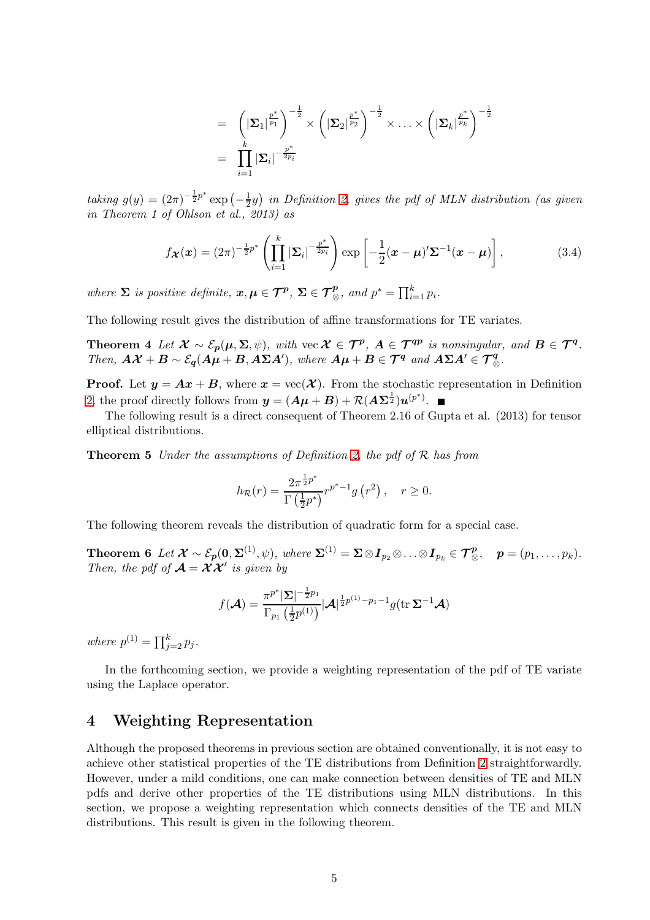$$
\begin{aligned}
&= \left(|\boldsymbol{\Sigma}_1|^{\frac{p^*}{p_1}}\right)^{-\frac{1}{2}} \times \left(|\boldsymbol{\Sigma}_2|^{\frac{p^*}{p_2}}\right)^{-\frac{1}{2}} \times \ldots \times \left(|\boldsymbol{\Sigma}_k|^{\frac{p^*}{p_k}}\right)^{-\frac{1}{2}} \\
&= \prod_{i=1}^{k} |\boldsymbol{\Sigma}_i|^{-\frac{p^*}{2p_i}}
\end{aligned}
$$

*taking $g(y) = (2\pi)^{-\frac{1}{2}p^*} \exp\left(-\frac{1}{2}y\right)$ in Definition 2, gives the pdf of MLN distribution (as given in Theorem 1 of Ohlson et al., 2013) as*

$$
f_{\boldsymbol{\mathcal{X}}}(\boldsymbol{x}) = (2\pi)^{-\frac{1}{2}p^*} \left( \prod_{i=1}^{k} |\boldsymbol{\Sigma}_i|^{-\frac{p^*}{2p_i}} \right) \exp\left[ -\frac{1}{2}(\boldsymbol{x}-\boldsymbol{\mu})'\boldsymbol{\Sigma}^{-1}(\boldsymbol{x}-\boldsymbol{\mu}) \right], \tag{3.4}
$$

*where $\boldsymbol{\Sigma}$ is positive definite, $\boldsymbol{x}, \boldsymbol{\mu} \in \boldsymbol{\mathcal{T}}^{\boldsymbol{p}}$, $\boldsymbol{\Sigma} \in \boldsymbol{\mathcal{T}}^{\boldsymbol{p}}_{\otimes}$, and $p^* = \prod_{i=1}^{k} p_i$.*

The following result gives the distribution of affine transformations for TE variates.

**Theorem 4** *Let $\boldsymbol{\mathcal{X}} \sim \mathcal{E}_{\boldsymbol{p}}(\boldsymbol{\mu}, \boldsymbol{\Sigma}, \psi)$, with $\operatorname{vec} \boldsymbol{\mathcal{X}} \in \boldsymbol{\mathcal{T}}^{\boldsymbol{p}}$, $\boldsymbol{A} \in \boldsymbol{\mathcal{T}}^{\boldsymbol{qp}}$ is nonsingular, and $\boldsymbol{B} \in \boldsymbol{\mathcal{T}}^{\boldsymbol{q}}$. Then, $\boldsymbol{A}\boldsymbol{\mathcal{X}} + \boldsymbol{B} \sim \mathcal{E}_{\boldsymbol{q}}(\boldsymbol{A}\boldsymbol{\mu} + \boldsymbol{B}, \boldsymbol{A}\boldsymbol{\Sigma}\boldsymbol{A}')$, where $\boldsymbol{A}\boldsymbol{\mu} + \boldsymbol{B} \in \boldsymbol{\mathcal{T}}^{\boldsymbol{q}}$ and $\boldsymbol{A}\boldsymbol{\Sigma}\boldsymbol{A}' \in \boldsymbol{\mathcal{T}}^{\boldsymbol{q}}_{\otimes}$.*

**Proof.** Let $\boldsymbol{y} = \boldsymbol{A}\boldsymbol{x} + \boldsymbol{B}$, where $\boldsymbol{x} = \operatorname{vec}(\boldsymbol{\mathcal{X}})$. From the stochastic representation in Definition 2, the proof directly follows from $\boldsymbol{y} = (\boldsymbol{A}\boldsymbol{\mu} + \boldsymbol{B}) + \mathcal{R}(\boldsymbol{A}\boldsymbol{\Sigma}^{\frac{1}{2}})\boldsymbol{u}^{(p^*)}$. ■

The following result is a direct consequent of Theorem 2.16 of Gupta et al. (2013) for tensor elliptical distributions.

**Theorem 5** *Under the assumptions of Definition 2, the pdf of $\mathcal{R}$ has from*

$$
h_{\mathcal{R}}(r) = \frac{2\pi^{\frac{1}{2}p^*}}{\Gamma\left(\frac{1}{2}p^*\right)} r^{p^*-1} g\left(r^2\right), \quad r \geq 0.
$$

The following theorem reveals the distribution of quadratic form for a special case.

**Theorem 6** *Let $\boldsymbol{\mathcal{X}} \sim \mathcal{E}_{\boldsymbol{p}}(\boldsymbol{0}, \boldsymbol{\Sigma}^{(1)}, \psi)$, where $\boldsymbol{\Sigma}^{(1)} = \boldsymbol{\Sigma} \otimes \boldsymbol{I}_{p_2} \otimes \ldots \otimes \boldsymbol{I}_{p_k} \in \boldsymbol{\mathcal{T}}^{\boldsymbol{p}}_{\otimes}$, $\quad \boldsymbol{p} = (p_1, \ldots, p_k)$. Then, the pdf of $\boldsymbol{\mathcal{A}} = \boldsymbol{\mathcal{X}}\boldsymbol{\mathcal{X}}'$ is given by*

$$
f(\boldsymbol{\mathcal{A}}) = \frac{\pi^{p^*} |\boldsymbol{\Sigma}|^{-\frac{1}{2}p_1}}{\Gamma_{p_1}\left(\frac{1}{2}p^{(1)}\right)} |\boldsymbol{\mathcal{A}}|^{\frac{1}{2}p^{(1)}-p_1-1} g(\operatorname{tr} \boldsymbol{\Sigma}^{-1}\boldsymbol{\mathcal{A}})
$$

*where $p^{(1)} = \prod_{j=2}^{k} p_j$.*

In the forthcoming section, we provide a weighting representation of the pdf of TE variate using the Laplace operator.

## 4 Weighting Representation

Although the proposed theorems in previous section are obtained conventionally, it is not easy to achieve other statistical properties of the TE distributions from Definition 2 straightforwardly. However, under a mild conditions, one can make connection between densities of TE and MLN pdfs and derive other properties of the TE distributions using MLN distributions. In this section, we propose a weighting representation which connects densities of the TE and MLN distributions. This result is given in the following theorem.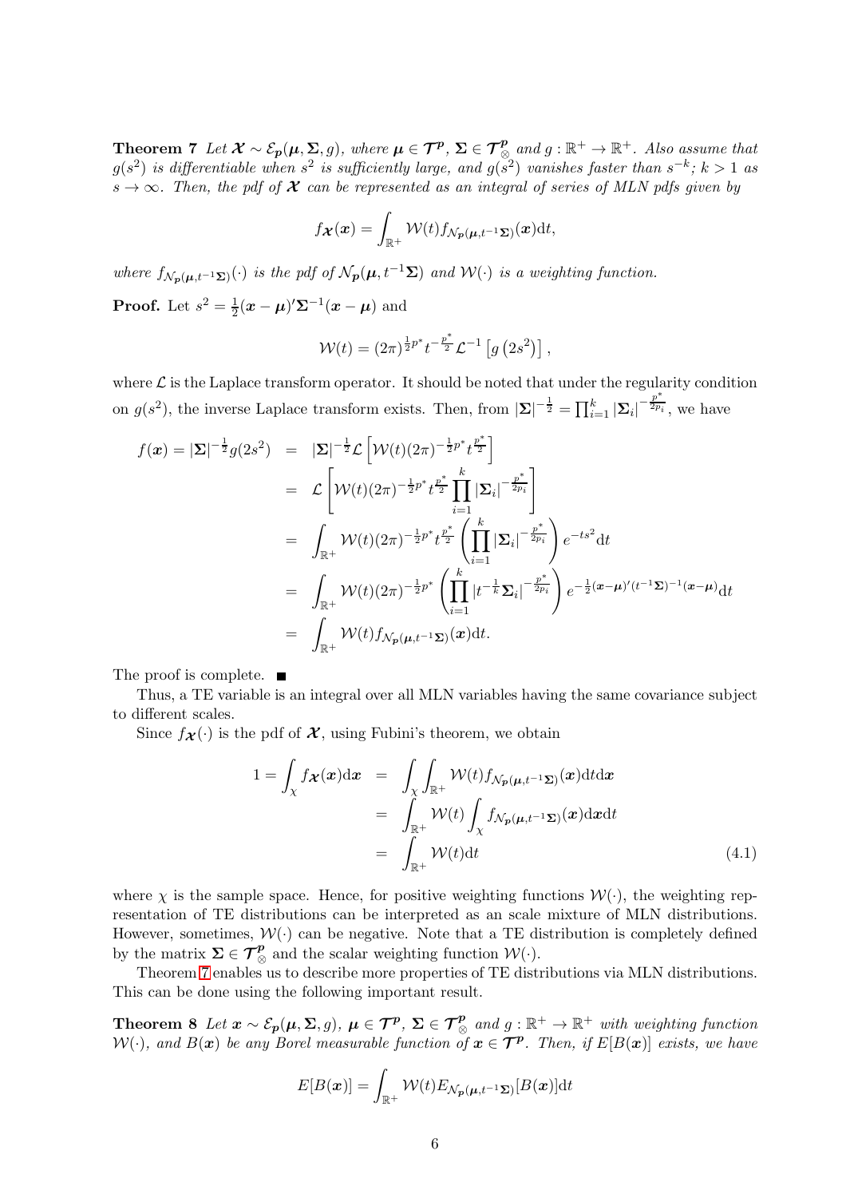**Theorem 7** *Let $\boldsymbol{\mathcal{X}} \sim \mathcal{E}_{\boldsymbol{p}}(\boldsymbol{\mu}, \boldsymbol{\Sigma}, g)$, where $\boldsymbol{\mu} \in \boldsymbol{\mathcal{T}}^{\boldsymbol{p}}$, $\boldsymbol{\Sigma} \in \boldsymbol{\mathcal{T}}^{\boldsymbol{p}}_{\otimes}$ and $g : \mathbb{R}^+ \to \mathbb{R}^+$. Also assume that $g(s^2)$ is differentiable when $s^2$ is sufficiently large, and $g(s^2)$ vanishes faster than $s^{-k}$; $k > 1$ as $s \to \infty$. Then, the pdf of $\boldsymbol{\mathcal{X}}$ can be represented as an integral of series of MLN pdfs given by*

$$f_{\boldsymbol{\mathcal{X}}}(\boldsymbol{x}) = \int_{\mathbb{R}^+} \mathcal{W}(t) f_{\mathcal{N}_{\boldsymbol{p}}(\boldsymbol{\mu}, t^{-1}\boldsymbol{\Sigma})}(\boldsymbol{x}) \mathrm{d}t,$$

*where $f_{\mathcal{N}_{\boldsymbol{p}}(\boldsymbol{\mu}, t^{-1}\boldsymbol{\Sigma})}(\cdot)$ is the pdf of $\mathcal{N}_{\boldsymbol{p}}(\boldsymbol{\mu}, t^{-1}\boldsymbol{\Sigma})$ and $\mathcal{W}(\cdot)$ is a weighting function.*

**Proof.** Let $s^2 = \frac{1}{2}(\boldsymbol{x} - \boldsymbol{\mu})'\boldsymbol{\Sigma}^{-1}(\boldsymbol{x} - \boldsymbol{\mu})$ and

$$\mathcal{W}(t) = (2\pi)^{\frac{1}{2}p^*} t^{-\frac{p^*}{2}} \mathcal{L}^{-1}\left[g\left(2s^2\right)\right],$$

where $\mathcal{L}$ is the Laplace transform operator. It should be noted that under the regularity condition on $g(s^2)$, the inverse Laplace transform exists. Then, from $|\boldsymbol{\Sigma}|^{-\frac{1}{2}} = \prod_{i=1}^{k} |\boldsymbol{\Sigma}_i|^{-\frac{p^*}{2p_i}}$, we have

$$\begin{aligned}
f(\boldsymbol{x}) = |\boldsymbol{\Sigma}|^{-\frac{1}{2}} g(2s^2) &= |\boldsymbol{\Sigma}|^{-\frac{1}{2}} \mathcal{L}\left[\mathcal{W}(t)(2\pi)^{-\frac{1}{2}p^*} t^{\frac{p^*}{2}}\right] \\
&= \mathcal{L}\left[\mathcal{W}(t)(2\pi)^{-\frac{1}{2}p^*} t^{\frac{p^*}{2}} \prod_{i=1}^{k} |\boldsymbol{\Sigma}_i|^{-\frac{p^*}{2p_i}}\right] \\
&= \int_{\mathbb{R}^+} \mathcal{W}(t)(2\pi)^{-\frac{1}{2}p^*} t^{\frac{p^*}{2}} \left(\prod_{i=1}^{k} |\boldsymbol{\Sigma}_i|^{-\frac{p^*}{2p_i}}\right) e^{-ts^2} \mathrm{d}t \\
&= \int_{\mathbb{R}^+} \mathcal{W}(t)(2\pi)^{-\frac{1}{2}p^*} \left(\prod_{i=1}^{k} |t^{-\frac{1}{k}}\boldsymbol{\Sigma}_i|^{-\frac{p^*}{2p_i}}\right) e^{-\frac{1}{2}(\boldsymbol{x}-\boldsymbol{\mu})'(t^{-1}\boldsymbol{\Sigma})^{-1}(\boldsymbol{x}-\boldsymbol{\mu})} \mathrm{d}t \\
&= \int_{\mathbb{R}^+} \mathcal{W}(t) f_{\mathcal{N}_{\boldsymbol{p}}(\boldsymbol{\mu}, t^{-1}\boldsymbol{\Sigma})}(\boldsymbol{x}) \mathrm{d}t.
\end{aligned}$$

The proof is complete. ■

Thus, a TE variable is an integral over all MLN variables having the same covariance subject to different scales.

Since $f_{\boldsymbol{\mathcal{X}}}(\cdot)$ is the pdf of $\boldsymbol{\mathcal{X}}$, using Fubini's theorem, we obtain

$$\begin{aligned}
1 = \int_{\chi} f_{\boldsymbol{\mathcal{X}}}(\boldsymbol{x}) \mathrm{d}\boldsymbol{x} &= \int_{\chi} \int_{\mathbb{R}^+} \mathcal{W}(t) f_{\mathcal{N}_{\boldsymbol{p}}(\boldsymbol{\mu}, t^{-1}\boldsymbol{\Sigma})}(\boldsymbol{x}) \mathrm{d}t \mathrm{d}\boldsymbol{x} \\
&= \int_{\mathbb{R}^+} \mathcal{W}(t) \int_{\chi} f_{\mathcal{N}_{\boldsymbol{p}}(\boldsymbol{\mu}, t^{-1}\boldsymbol{\Sigma})}(\boldsymbol{x}) \mathrm{d}\boldsymbol{x} \mathrm{d}t \\
&= \int_{\mathbb{R}^+} \mathcal{W}(t) \mathrm{d}t \qquad (4.1)
\end{aligned}$$

where $\chi$ is the sample space. Hence, for positive weighting functions $\mathcal{W}(\cdot)$, the weighting representation of TE distributions can be interpreted as an scale mixture of MLN distributions. However, sometimes, $\mathcal{W}(\cdot)$ can be negative. Note that a TE distribution is completely defined by the matrix $\boldsymbol{\Sigma} \in \boldsymbol{\mathcal{T}}^{\boldsymbol{p}}_{\otimes}$ and the scalar weighting function $\mathcal{W}(\cdot)$.

Theorem 7 enables us to describe more properties of TE distributions via MLN distributions. This can be done using the following important result.

**Theorem 8** *Let $\boldsymbol{x} \sim \mathcal{E}_{\boldsymbol{p}}(\boldsymbol{\mu}, \boldsymbol{\Sigma}, g)$, $\boldsymbol{\mu} \in \boldsymbol{\mathcal{T}}^{\boldsymbol{p}}$, $\boldsymbol{\Sigma} \in \boldsymbol{\mathcal{T}}^{\boldsymbol{p}}_{\otimes}$ and $g : \mathbb{R}^+ \to \mathbb{R}^+$ with weighting function $\mathcal{W}(\cdot)$, and $B(\boldsymbol{x})$ be any Borel measurable function of $\boldsymbol{x} \in \boldsymbol{\mathcal{T}}^{\boldsymbol{p}}$. Then, if $E[B(\boldsymbol{x})]$ exists, we have*

$$E[B(\boldsymbol{x})] = \int_{\mathbb{R}^+} \mathcal{W}(t) E_{\mathcal{N}_{\boldsymbol{p}}(\boldsymbol{\mu}, t^{-1}\boldsymbol{\Sigma})}[B(\boldsymbol{x})] \mathrm{d}t$$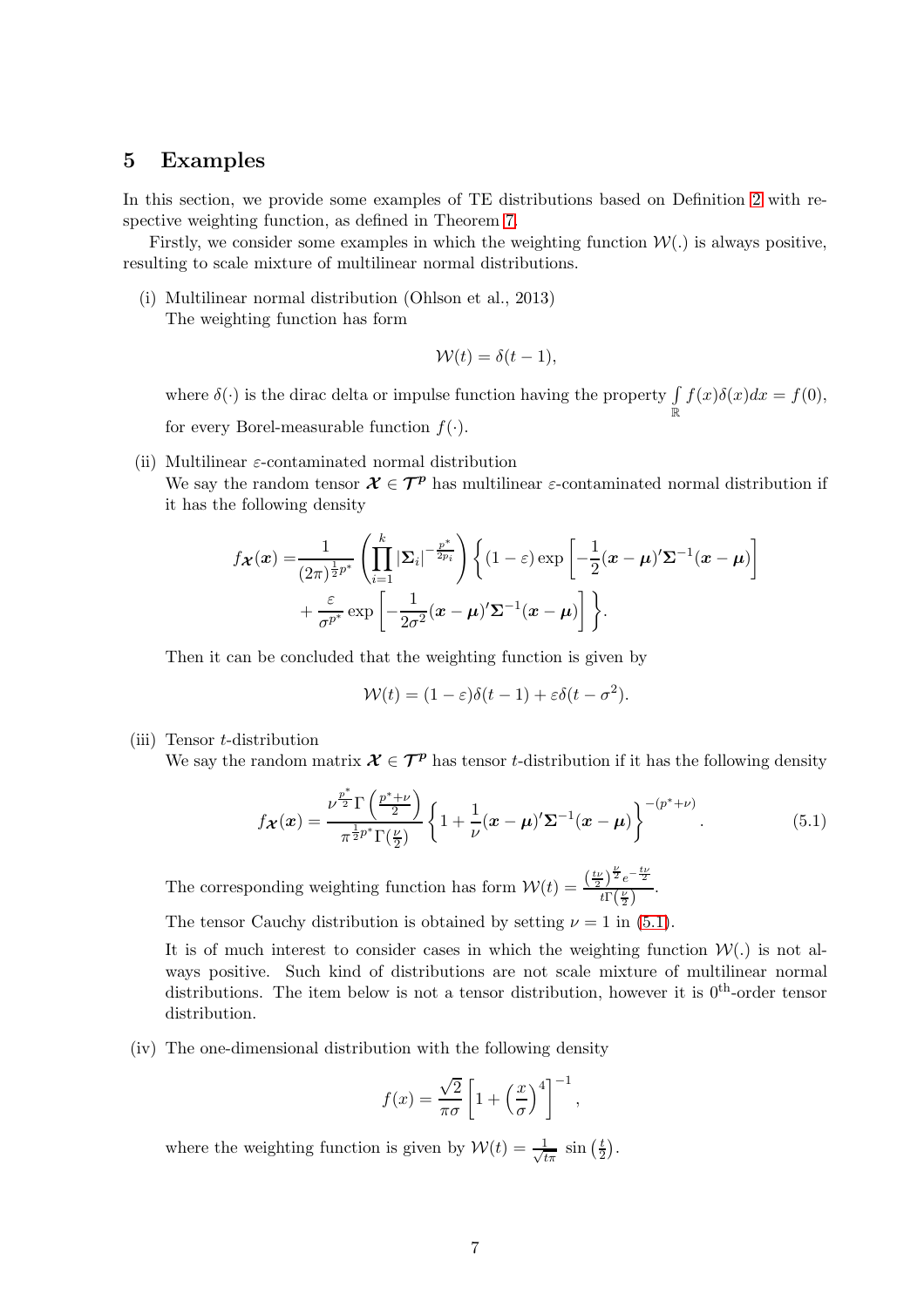## 5 Examples

In this section, we provide some examples of TE distributions based on Definition 2 with respective weighting function, as defined in Theorem 7.

Firstly, we consider some examples in which the weighting function $\mathcal{W}(.)$ is always positive, resulting to scale mixture of multilinear normal distributions.

(i) Multilinear normal distribution (Ohlson et al., 2013)
The weighting function has form

$$\mathcal{W}(t) = \delta(t-1),$$

where $\delta(\cdot)$ is the dirac delta or impulse function having the property $\int\limits_{\mathbb{R}} f(x)\delta(x)dx = f(0)$, for every Borel-measurable function $f(\cdot)$.

(ii) Multilinear $\varepsilon$-contaminated normal distribution
We say the random tensor $\boldsymbol{\mathcal{X}} \in \boldsymbol{\mathcal{T}}^{\boldsymbol{p}}$ has multilinear $\varepsilon$-contaminated normal distribution if it has the following density

$$\begin{aligned} f_{\boldsymbol{\mathcal{X}}}(\boldsymbol{x}) =& \frac{1}{(2\pi)^{\frac{1}{2}p^*}} \left( \prod_{i=1}^{k} |\boldsymbol{\Sigma}_i|^{-\frac{p^*}{2p_i}} \right) \left\{ (1-\varepsilon) \exp\left[ -\frac{1}{2}(\boldsymbol{x}-\boldsymbol{\mu})'\boldsymbol{\Sigma}^{-1}(\boldsymbol{x}-\boldsymbol{\mu}) \right] \right. \\ & \left. + \frac{\varepsilon}{\sigma^{p^*}} \exp\left[ -\frac{1}{2\sigma^2}(\boldsymbol{x}-\boldsymbol{\mu})'\boldsymbol{\Sigma}^{-1}(\boldsymbol{x}-\boldsymbol{\mu}) \right] \right\}. \end{aligned}$$

Then it can be concluded that the weighting function is given by

$$\mathcal{W}(t) = (1-\varepsilon)\delta(t-1) + \varepsilon\delta(t-\sigma^2).$$

(iii) Tensor $t$-distribution
We say the random matrix $\boldsymbol{\mathcal{X}} \in \boldsymbol{\mathcal{T}}^{\boldsymbol{p}}$ has tensor $t$-distribution if it has the following density

$$f_{\boldsymbol{\mathcal{X}}}(\boldsymbol{x}) = \frac{\nu^{\frac{p^*}{2}} \Gamma\left(\frac{p^*+\nu}{2}\right)}{\pi^{\frac{1}{2}p^*}\Gamma(\frac{\nu}{2})} \left\{ 1 + \frac{1}{\nu}(\boldsymbol{x}-\boldsymbol{\mu})'\boldsymbol{\Sigma}^{-1}(\boldsymbol{x}-\boldsymbol{\mu}) \right\}^{-(p^*+\nu)}. \tag{5.1}$$

The corresponding weighting function has form $\mathcal{W}(t) = \frac{\left(\frac{t\nu}{2}\right)^{\frac{\nu}{2}} e^{-\frac{t\nu}{2}}}{t\Gamma\left(\frac{\nu}{2}\right)}$.

The tensor Cauchy distribution is obtained by setting $\nu = 1$ in (5.1).

It is of much interest to consider cases in which the weighting function $\mathcal{W}(.)$ is not always positive. Such kind of distributions are not scale mixture of multilinear normal distributions. The item below is not a tensor distribution, however it is $0^{\text{th}}$-order tensor distribution.

(iv) The one-dimensional distribution with the following density

$$f(x) = \frac{\sqrt{2}}{\pi\sigma} \left[ 1 + \left(\frac{x}{\sigma}\right)^4 \right]^{-1},$$

where the weighting function is given by $\mathcal{W}(t) = \frac{1}{\sqrt{t\pi}} \sin\left(\frac{t}{2}\right)$.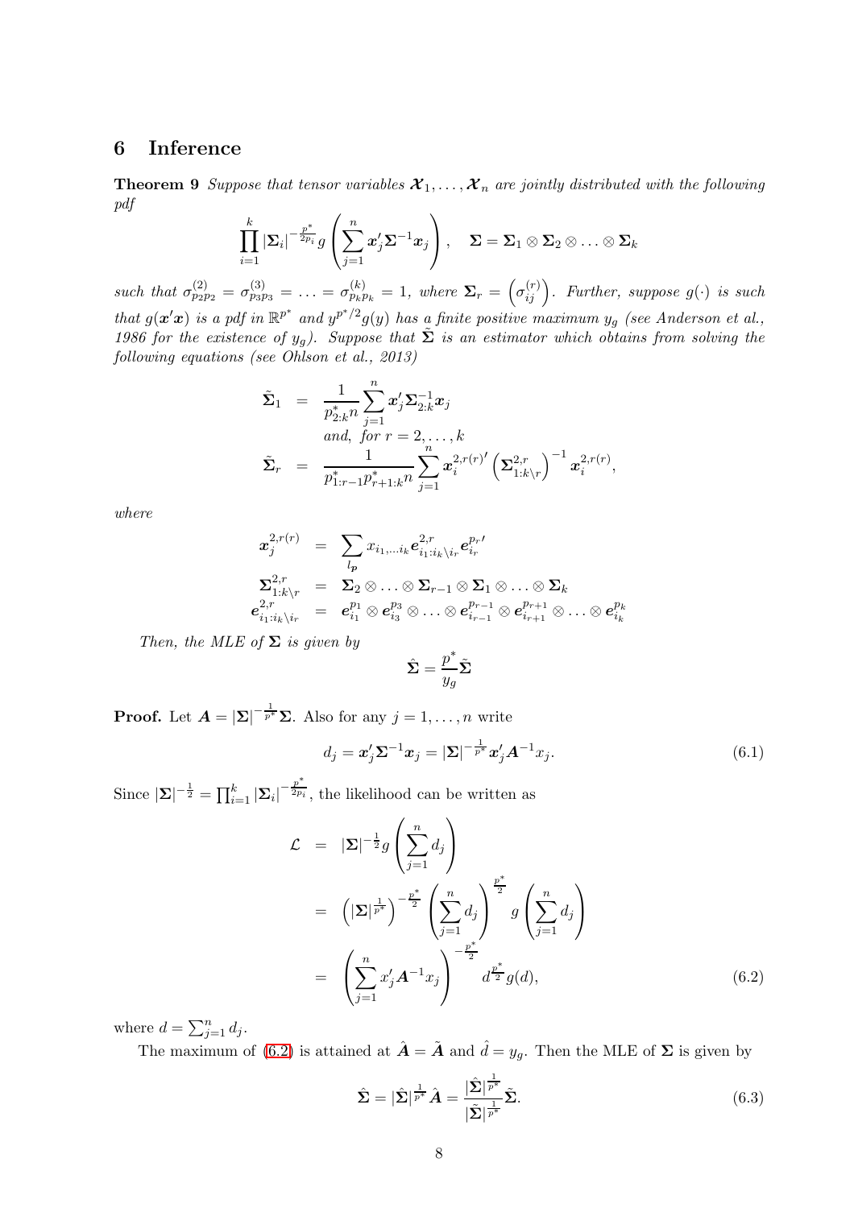## 6 Inference

**Theorem 9** *Suppose that tensor variables $\boldsymbol{\mathcal{X}}_1, \ldots, \boldsymbol{\mathcal{X}}_n$ are jointly distributed with the following pdf*

$$
\prod_{i=1}^{k} |\boldsymbol{\Sigma}_i|^{-\frac{p^*}{2p_i}} g\left(\sum_{j=1}^{n} \boldsymbol{x}_j' \boldsymbol{\Sigma}^{-1} \boldsymbol{x}_j\right), \quad \boldsymbol{\Sigma} = \boldsymbol{\Sigma}_1 \otimes \boldsymbol{\Sigma}_2 \otimes \ldots \otimes \boldsymbol{\Sigma}_k
$$

*such that $\sigma^{(2)}_{p_2 p_2} = \sigma^{(3)}_{p_3 p_3} = \ldots = \sigma^{(k)}_{p_k p_k} = 1$, where $\boldsymbol{\Sigma}_r = \left(\sigma^{(r)}_{ij}\right)$. Further, suppose $g(\cdot)$ is such that $g(\boldsymbol{x}'\boldsymbol{x})$ is a pdf in $\mathbb{R}^{p^*}$ and $y^{p^*/2} g(y)$ has a finite positive maximum $y_g$ (see Anderson et al., 1986 for the existence of $y_g$). Suppose that $\tilde{\boldsymbol{\Sigma}}$ is an estimator which obtains from solving the following equations (see Ohlson et al., 2013)*

$$
\begin{aligned}
\tilde{\boldsymbol{\Sigma}}_1 &= \frac{1}{p^*_{2:k} n} \sum_{j=1}^{n} \boldsymbol{x}_j' \boldsymbol{\Sigma}^{-1}_{2:k} \boldsymbol{x}_j \\
&\quad \textit{and, for } r = 2, \ldots, k \\
\tilde{\boldsymbol{\Sigma}}_r &= \frac{1}{p^*_{1:r-1} p^*_{r+1:k} n} \sum_{j=1}^{n} \boldsymbol{x}_i^{2,r(r)\prime} \left(\boldsymbol{\Sigma}^{2,r}_{1:k\setminus r}\right)^{-1} \boldsymbol{x}_i^{2,r(r)},
\end{aligned}
$$

*where*

$$
\begin{aligned}
\boldsymbol{x}_j^{2,r(r)} &= \sum_{l_{\boldsymbol{p}}} x_{i_1,\ldots i_k} \boldsymbol{e}^{2,r}_{i_1:i_k\setminus i_r} \boldsymbol{e}^{p_r\prime}_{i_r} \\
\boldsymbol{\Sigma}^{2,r}_{1:k\setminus r} &= \boldsymbol{\Sigma}_2 \otimes \ldots \otimes \boldsymbol{\Sigma}_{r-1} \otimes \boldsymbol{\Sigma}_1 \otimes \ldots \otimes \boldsymbol{\Sigma}_k \\
\boldsymbol{e}^{2,r}_{i_1:i_k\setminus i_r} &= \boldsymbol{e}^{p_1}_{i_1} \otimes \boldsymbol{e}^{p_3}_{i_3} \otimes \ldots \otimes \boldsymbol{e}^{p_{r-1}}_{i_{r-1}} \otimes \boldsymbol{e}^{p_{r+1}}_{i_{r+1}} \otimes \ldots \otimes \boldsymbol{e}^{p_k}_{i_k}
\end{aligned}
$$

*Then, the MLE of $\boldsymbol{\Sigma}$ is given by*

$$
\hat{\boldsymbol{\Sigma}} = \frac{p^*}{y_g} \tilde{\boldsymbol{\Sigma}}
$$

**Proof.** Let $\boldsymbol{A} = |\boldsymbol{\Sigma}|^{-\frac{1}{p^*}} \boldsymbol{\Sigma}$. Also for any $j = 1, \ldots, n$ write

$$
d_j = \boldsymbol{x}_j' \boldsymbol{\Sigma}^{-1} \boldsymbol{x}_j = |\boldsymbol{\Sigma}|^{-\frac{1}{p^*}} \boldsymbol{x}_j' \boldsymbol{A}^{-1} x_j. \tag{6.1}
$$

Since $|\boldsymbol{\Sigma}|^{-\frac{1}{2}} = \prod_{i=1}^{k} |\boldsymbol{\Sigma}_i|^{-\frac{p^*}{2p_i}}$, the likelihood can be written as

$$
\begin{aligned}
\mathcal{L} &= |\boldsymbol{\Sigma}|^{-\frac{1}{2}} g\left(\sum_{j=1}^{n} d_j\right) \\
&= \left(|\boldsymbol{\Sigma}|^{\frac{1}{p^*}}\right)^{-\frac{p^*}{2}} \left(\sum_{j=1}^{n} d_j\right)^{\frac{p^*}{2}} g\left(\sum_{j=1}^{n} d_j\right) \\
&= \left(\sum_{j=1}^{n} x_j' \boldsymbol{A}^{-1} x_j\right)^{-\frac{p^*}{2}} d^{\frac{p^*}{2}} g(d),
\end{aligned} \tag{6.2}
$$

where $d = \sum_{j=1}^{n} d_j$.

The maximum of (6.2) is attained at $\hat{\boldsymbol{A}} = \tilde{\boldsymbol{A}}$ and $\hat{d} = y_g$. Then the MLE of $\boldsymbol{\Sigma}$ is given by

$$
\hat{\boldsymbol{\Sigma}} = |\hat{\boldsymbol{\Sigma}}|^{\frac{1}{p^*}} \hat{\boldsymbol{A}} = \frac{|\hat{\boldsymbol{\Sigma}}|^{\frac{1}{p^*}}}{|\tilde{\boldsymbol{\Sigma}}|^{\frac{1}{p^*}}} \tilde{\boldsymbol{\Sigma}}. \tag{6.3}
$$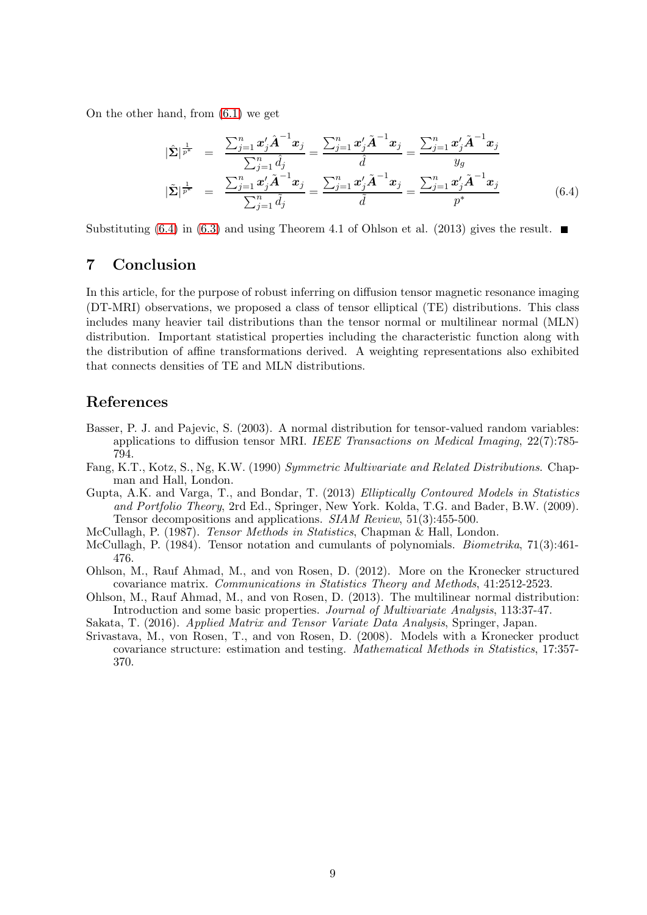On the other hand, from (6.1) we get

$$
\begin{aligned}
|\hat{\boldsymbol{\Sigma}}|^{\frac{1}{p^*}} &= \frac{\sum_{j=1}^n \boldsymbol{x}_j' \hat{\boldsymbol{A}}^{-1} \boldsymbol{x}_j}{\sum_{j=1}^n \hat{d}_j} = \frac{\sum_{j=1}^n \boldsymbol{x}_j' \tilde{\boldsymbol{A}}^{-1} \boldsymbol{x}_j}{\hat{d}} = \frac{\sum_{j=1}^n \boldsymbol{x}_j' \tilde{\boldsymbol{A}}^{-1} \boldsymbol{x}_j}{y_g} \\
|\tilde{\boldsymbol{\Sigma}}|^{\frac{1}{p^*}} &= \frac{\sum_{j=1}^n \boldsymbol{x}_j' \tilde{\boldsymbol{A}}^{-1} \boldsymbol{x}_j}{\sum_{j=1}^n \tilde{d}_j} = \frac{\sum_{j=1}^n \boldsymbol{x}_j' \tilde{\boldsymbol{A}}^{-1} \boldsymbol{x}_j}{\tilde{d}} = \frac{\sum_{j=1}^n \boldsymbol{x}_j' \tilde{\boldsymbol{A}}^{-1} \boldsymbol{x}_j}{p^*}
\end{aligned}
\tag{6.4}
$$

Substituting (6.4) in (6.3) and using Theorem 4.1 of Ohlson et al. (2013) gives the result. ■

## 7 Conclusion

In this article, for the purpose of robust inferring on diffusion tensor magnetic resonance imaging (DT-MRI) observations, we proposed a class of tensor elliptical (TE) distributions. This class includes many heavier tail distributions than the tensor normal or multilinear normal (MLN) distribution. Important statistical properties including the characteristic function along with the distribution of affine transformations derived. A weighting representations also exhibited that connects densities of TE and MLN distributions.

## References

Basser, P. J. and Pajevic, S. (2003). A normal distribution for tensor-valued random variables: applications to diffusion tensor MRI. *IEEE Transactions on Medical Imaging*, 22(7):785-794.

Fang, K.T., Kotz, S., Ng, K.W. (1990) *Symmetric Multivariate and Related Distributions*. Chapman and Hall, London.

Gupta, A.K. and Varga, T., and Bondar, T. (2013) *Elliptically Contoured Models in Statistics and Portfolio Theory*, 2rd Ed., Springer, New York. Kolda, T.G. and Bader, B.W. (2009). Tensor decompositions and applications. *SIAM Review*, 51(3):455-500.

McCullagh, P. (1987). *Tensor Methods in Statistics*, Chapman & Hall, London.

McCullagh, P. (1984). Tensor notation and cumulants of polynomials. *Biometrika*, 71(3):461-476.

Ohlson, M., Rauf Ahmad, M., and von Rosen, D. (2012). More on the Kronecker structured covariance matrix. *Communications in Statistics Theory and Methods*, 41:2512-2523.

Ohlson, M., Rauf Ahmad, M., and von Rosen, D. (2013). The multilinear normal distribution: Introduction and some basic properties. *Journal of Multivariate Analysis*, 113:37-47.

Sakata, T. (2016). *Applied Matrix and Tensor Variate Data Analysis*, Springer, Japan.

Srivastava, M., von Rosen, T., and von Rosen, D. (2008). Models with a Kronecker product covariance structure: estimation and testing. *Mathematical Methods in Statistics*, 17:357-370.